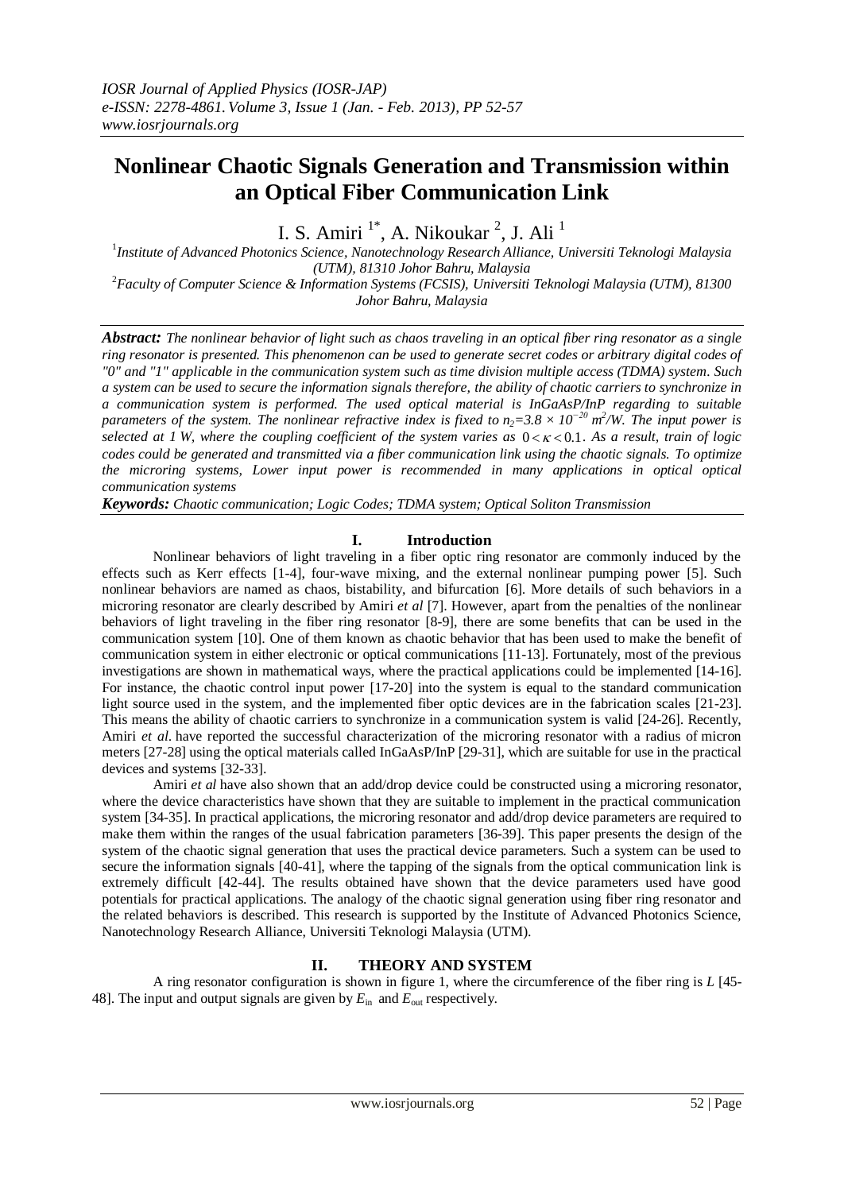# Nonlinear Chaotic Signals Generation and Transmission within an Optical Fiber Communication Link

I. S. Amiri [1*], A. Nikoukar [2], J. Ali [1]

[1] *Institute of Advanced Photonics Science, Nanotechnology Research Alliance, Universiti Teknologi Malaysia (UTM), 81310 Johor Bahru, Malaysia*

[2] *Faculty of Computer Science & Information Systems (FCSIS), Universiti Teknologi Malaysia (UTM), 81300 Johor Bahru, Malaysia*

***Abstract:*** *The nonlinear behavior of light such as chaos traveling in an optical fiber ring resonator as a single ring resonator is presented. This phenomenon can be used to generate secret codes or arbitrary digital codes of "0" and "1" applicable in the communication system such as time division multiple access (TDMA) system. Such a system can be used to secure the information signals therefore, the ability of chaotic carriers to synchronize in a communication system is performed. The used optical material is InGaAsP/InP regarding to suitable parameters of the system. The nonlinear refractive index is fixed to $n_2=3.8 \times 10^{-20}$ m$^2$/W. The input power is selected at 1 W, where the coupling coefficient of the system varies as $0 < \kappa < 0.1$. As a result, train of logic codes could be generated and transmitted via a fiber communication link using the chaotic signals. To optimize the microring systems, Lower input power is recommended in many applications in optical optical communication systems*

***Keywords:*** *Chaotic communication; Logic Codes; TDMA system; Optical Soliton Transmission*

## I. Introduction

Nonlinear behaviors of light traveling in a fiber optic ring resonator are commonly induced by the effects such as Kerr effects [1-4], four-wave mixing, and the external nonlinear pumping power [5]. Such nonlinear behaviors are named as chaos, bistability, and bifurcation [6]. More details of such behaviors in a microring resonator are clearly described by Amiri *et al* [7]. However, apart from the penalties of the nonlinear behaviors of light traveling in the fiber ring resonator [8-9], there are some benefits that can be used in the communication system [10]. One of them known as chaotic behavior that has been used to make the benefit of communication system in either electronic or optical communications [11-13]. Fortunately, most of the previous investigations are shown in mathematical ways, where the practical applications could be implemented [14-16]. For instance, the chaotic control input power [17-20] into the system is equal to the standard communication light source used in the system, and the implemented fiber optic devices are in the fabrication scales [21-23]. This means the ability of chaotic carriers to synchronize in a communication system is valid [24-26]. Recently, Amiri *et al*. have reported the successful characterization of the microring resonator with a radius of micron meters [27-28] using the optical materials called InGaAsP/InP [29-31], which are suitable for use in the practical devices and systems [32-33].

Amiri *et al* have also shown that an add/drop device could be constructed using a microring resonator, where the device characteristics have shown that they are suitable to implement in the practical communication system [34-35]. In practical applications, the microring resonator and add/drop device parameters are required to make them within the ranges of the usual fabrication parameters [36-39]. This paper presents the design of the system of the chaotic signal generation that uses the practical device parameters. Such a system can be used to secure the information signals [40-41], where the tapping of the signals from the optical communication link is extremely difficult [42-44]. The results obtained have shown that the device parameters used have good potentials for practical applications. The analogy of the chaotic signal generation using fiber ring resonator and the related behaviors is described. This research is supported by the Institute of Advanced Photonics Science, Nanotechnology Research Alliance, Universiti Teknologi Malaysia (UTM).

## II. THEORY AND SYSTEM

A ring resonator configuration is shown in figure 1, where the circumference of the fiber ring is $L$ [45-48]. The input and output signals are given by $E_{in}$ and $E_{out}$ respectively.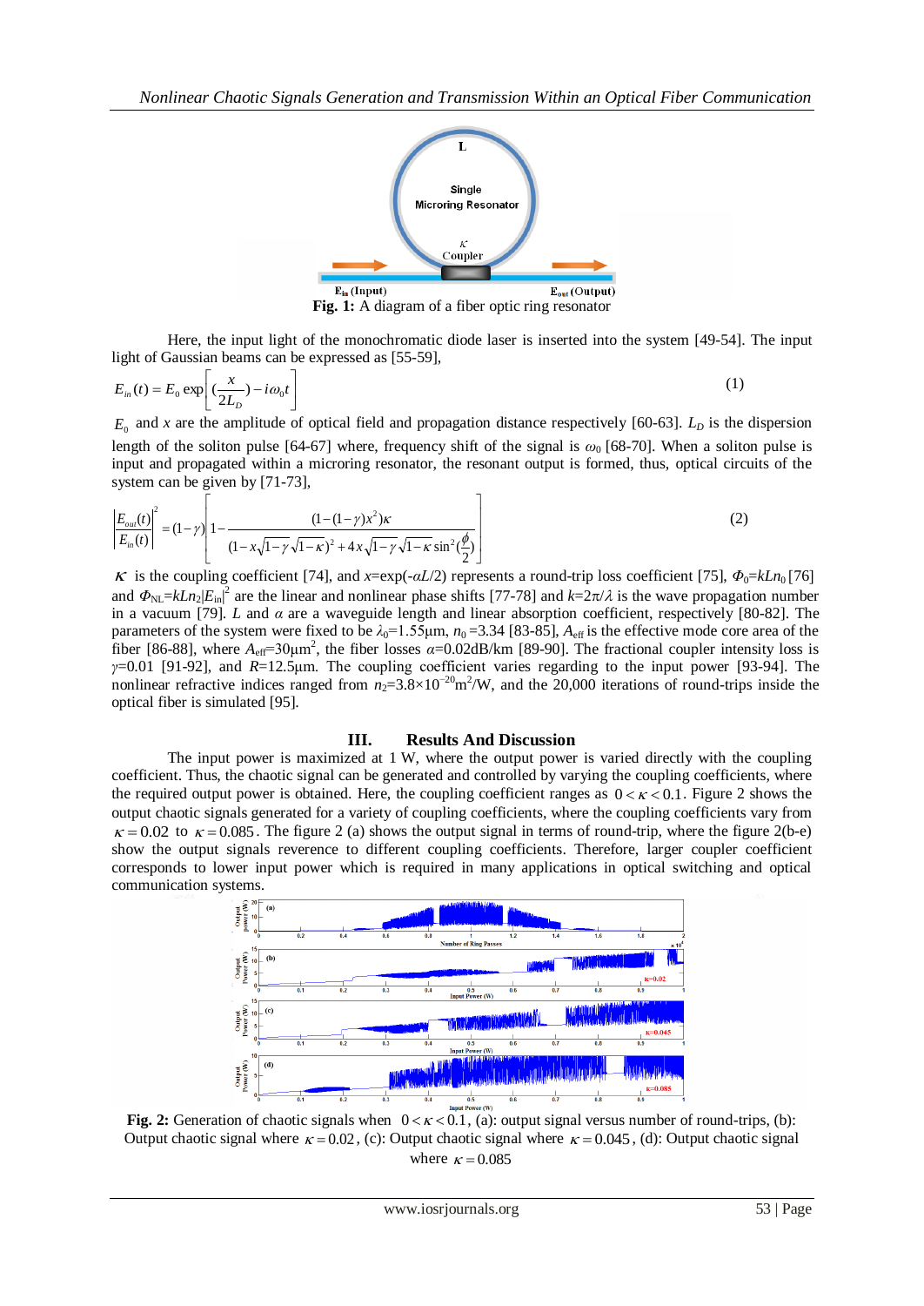Fig. 1: A diagram of a fiber optic ring resonator

Here, the input light of the monochromatic diode laser is inserted into the system [49-54]. The input light of Gaussian beams can be expressed as [55-59],

$$E_{in}(t) = E_0 \exp\left[ \left(\frac{x}{2L_D}\right) - i\omega_0 t \right] \tag{1}$$

$E_0$ and $x$ are the amplitude of optical field and propagation distance respectively [60-63]. $L_D$ is the dispersion length of the soliton pulse [64-67] where, frequency shift of the signal is $\omega_0$ [68-70]. When a soliton pulse is input and propagated within a microring resonator, the resonant output is formed, thus, optical circuits of the system can be given by [71-73],

$$\left|\frac{E_{out}(t)}{E_{in}(t)}\right|^2 = (1-\gamma)\left[1 - \frac{(1-(1-\gamma)x^2)\kappa}{(1-x\sqrt{1-\gamma}\sqrt{1-\kappa})^2 + 4x\sqrt{1-\gamma}\sqrt{1-\kappa}\sin^2(\frac{\phi}{2})}\right] \tag{2}$$

$\kappa$ is the coupling coefficient [74], and $x$=exp($-\alpha L/2$) represents a round-trip loss coefficient [75], $\Phi_0=kLn_0$ [76] and $\Phi_{NL}=kLn_2|E_{in}|^2$ are the linear and nonlinear phase shifts [77-78] and $k=2\pi/\lambda$ is the wave propagation number in a vacuum [79]. $L$ and $\alpha$ are a waveguide length and linear absorption coefficient, respectively [80-82]. The parameters of the system were fixed to be $\lambda_0$=1.55μm, $n_0$ =3.34 [83-85], $A_{eff}$ is the effective mode core area of the fiber [86-88], where $A_{eff}$=30μm$^2$, the fiber losses $\alpha$=0.02dB/km [89-90]. The fractional coupler intensity loss is $\gamma$=0.01 [91-92], and $R$=12.5μm. The coupling coefficient varies regarding to the input power [93-94]. The nonlinear refractive indices ranged from $n_2=3.8\times10^{-20}$m$^2$/W, and the 20,000 iterations of round-trips inside the optical fiber is simulated [95].

## III. Results And Discussion

The input power is maximized at 1 W, where the output power is varied directly with the coupling coefficient. Thus, the chaotic signal can be generated and controlled by varying the coupling coefficients, where the required output power is obtained. Here, the coupling coefficient ranges as $0 < \kappa < 0.1$. Figure 2 shows the output chaotic signals generated for a variety of coupling coefficients, where the coupling coefficients vary from $\kappa = 0.02$ to $\kappa = 0.085$. The figure 2 (a) shows the output signal in terms of round-trip, where the figure 2(b-e) show the output signals reverence to different coupling coefficients. Therefore, larger coupler coefficient corresponds to lower input power which is required in many applications in optical switching and optical communication systems.

Fig. 2: Generation of chaotic signals when $0 < \kappa < 0.1$, (a): output signal versus number of round-trips, (b): Output chaotic signal where $\kappa = 0.02$, (c): Output chaotic signal where $\kappa = 0.045$, (d): Output chaotic signal where $\kappa = 0.085$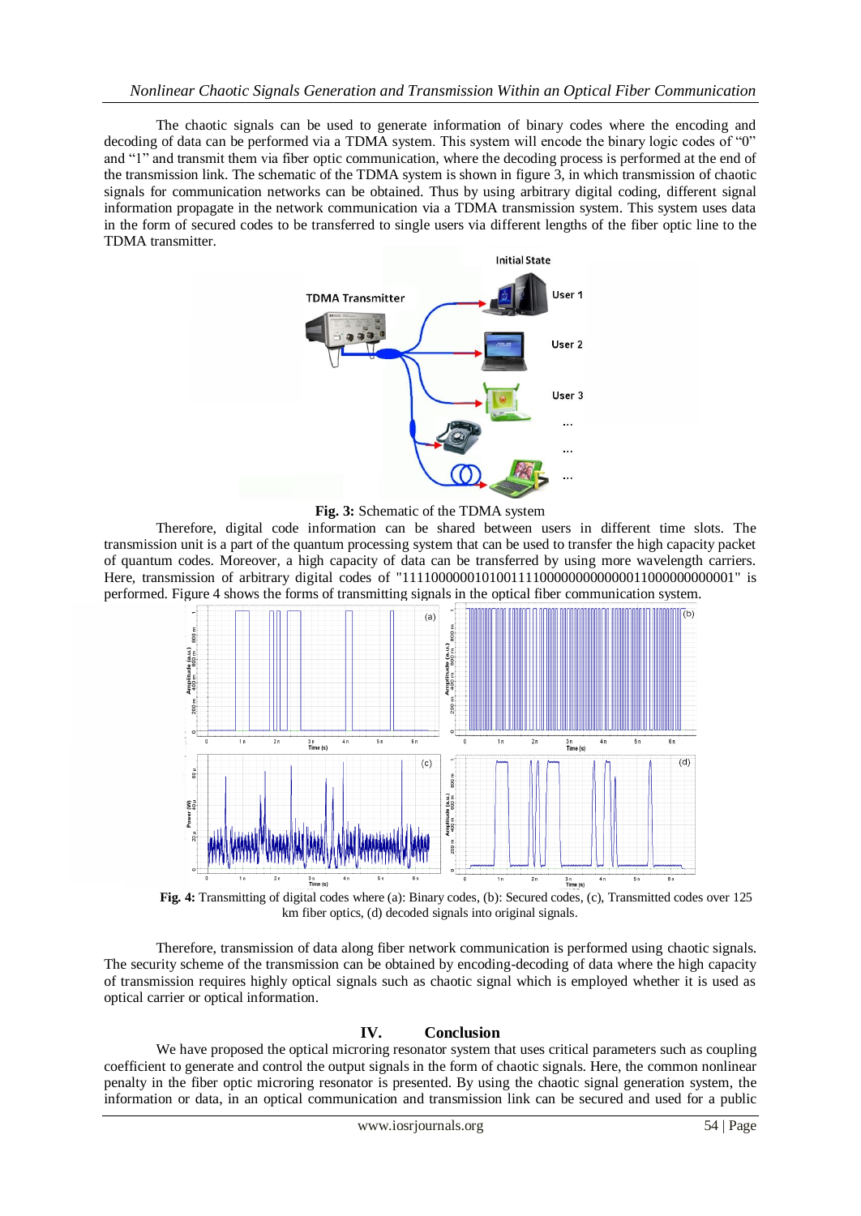The chaotic signals can be used to generate information of binary codes where the encoding and decoding of data can be performed via a TDMA system. This system will encode the binary logic codes of “0” and “1” and transmit them via fiber optic communication, where the decoding process is performed at the end of the transmission link. The schematic of the TDMA system is shown in figure 3, in which transmission of chaotic signals for communication networks can be obtained. Thus by using arbitrary digital coding, different signal information propagate in the network communication via a TDMA transmission system. This system uses data in the form of secured codes to be transferred to single users via different lengths of the fiber optic line to the TDMA transmitter.

**Fig. 3:** Schematic of the TDMA system

Therefore, digital code information can be shared between users in different time slots. The transmission unit is a part of the quantum processing system that can be used to transfer the high capacity packet of quantum codes. Moreover, a high capacity of data can be transferred by using more wavelength carriers. Here, transmission of arbitrary digital codes of "1111000000101001111000000000000011000000000001" is performed. Figure 4 shows the forms of transmitting signals in the optical fiber communication system.

**Fig. 4:** Transmitting of digital codes where (a): Binary codes, (b): Secured codes, (c), Transmitted codes over 125 km fiber optics, (d) decoded signals into original signals.

Therefore, transmission of data along fiber network communication is performed using chaotic signals. The security scheme of the transmission can be obtained by encoding-decoding of data where the high capacity of transmission requires highly optical signals such as chaotic signal which is employed whether it is used as optical carrier or optical information.

## IV. Conclusion

We have proposed the optical microring resonator system that uses critical parameters such as coupling coefficient to generate and control the output signals in the form of chaotic signals. Here, the common nonlinear penalty in the fiber optic microring resonator is presented. By using the chaotic signal generation system, the information or data, in an optical communication and transmission link can be secured and used for a public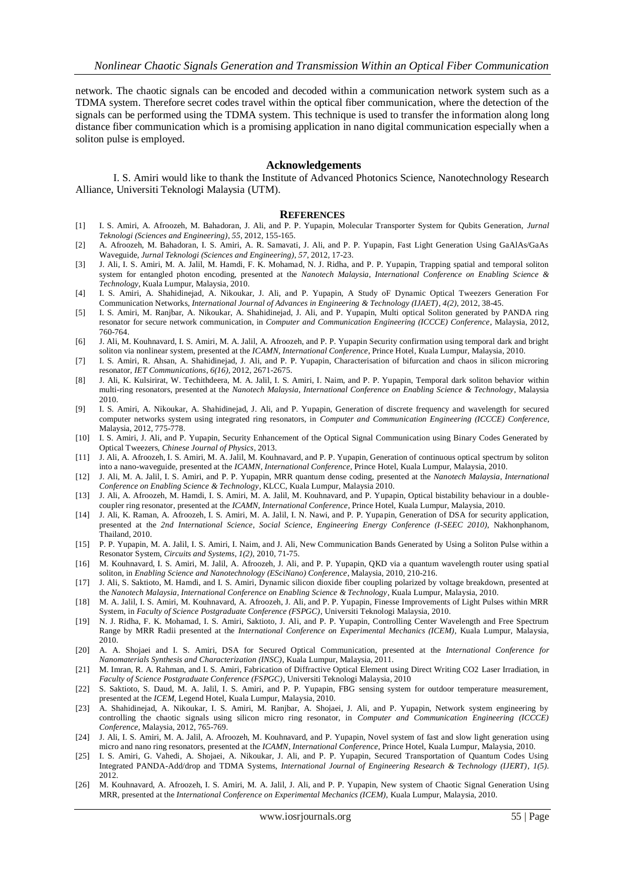network. The chaotic signals can be encoded and decoded within a communication network system such as a TDMA system. Therefore secret codes travel within the optical fiber communication, where the detection of the signals can be performed using the TDMA system. This technique is used to transfer the information along long distance fiber communication which is a promising application in nano digital communication especially when a soliton pulse is employed.

## Acknowledgements

I. S. Amiri would like to thank the Institute of Advanced Photonics Science, Nanotechnology Research Alliance, Universiti Teknologi Malaysia (UTM).

## References

[1] I. S. Amiri, A. Afroozeh, M. Bahadoran, J. Ali, and P. P. Yupapin, Molecular Transporter System for Qubits Generation, *Jurnal Teknologi (Sciences and Engineering), 55*, 2012, 155-165.

[2] A. Afroozeh, M. Bahadoran, I. S. Amiri, A. R. Samavati, J. Ali, and P. P. Yupapin, Fast Light Generation Using GaAlAs/GaAs Waveguide, *Jurnal Teknologi (Sciences and Engineering), 57*, 2012, 17-23.

[3] J. Ali, I. S. Amiri, M. A. Jalil, M. Hamdi, F. K. Mohamad, N. J. Ridha, and P. P. Yupapin, Trapping spatial and temporal soliton system for entangled photon encoding, presented at the *Nanotech Malaysia, International Conference on Enabling Science & Technology*, Kuala Lumpur, Malaysia, 2010.

[4] I. S. Amiri, A. Shahidinejad, A. Nikoukar, J. Ali, and P. Yupapin, A Study oF Dynamic Optical Tweezers Generation For Communication Networks, *International Journal of Advances in Engineering & Technology (IJAET), 4(2)*, 2012, 38-45.

[5] I. S. Amiri, M. Ranjbar, A. Nikoukar, A. Shahidinejad, J. Ali, and P. Yupapin, Multi optical Soliton generated by PANDA ring resonator for secure network communication, in *Computer and Communication Engineering (ICCCE) Conference*, Malaysia, 2012, 760-764.

[6] J. Ali, M. Kouhnavard, I. S. Amiri, M. A. Jalil, A. Afroozeh, and P. P. Yupapin Security confirmation using temporal dark and bright soliton via nonlinear system, presented at the *ICAMN, International Conference*, Prince Hotel, Kuala Lumpur, Malaysia, 2010.

[7] I. S. Amiri, R. Ahsan, A. Shahidinejad, J. Ali, and P. P. Yupapin, Characterisation of bifurcation and chaos in silicon microring resonator, *IET Communications, 6(16)*, 2012, 2671-2675.

[8] J. Ali, K. Kulsirirat, W. Techithdeera, M. A. Jalil, I. S. Amiri, I. Naim, and P. P. Yupapin, Temporal dark soliton behavior within multi-ring resonators, presented at the *Nanotech Malaysia, International Conference on Enabling Science & Technology*, Malaysia 2010.

[9] I. S. Amiri, A. Nikoukar, A. Shahidinejad, J. Ali, and P. Yupapin, Generation of discrete frequency and wavelength for secured computer networks system using integrated ring resonators, in *Computer and Communication Engineering (ICCCE) Conference*, Malaysia, 2012, 775-778.

[10] I. S. Amiri, J. Ali, and P. Yupapin, Security Enhancement of the Optical Signal Communication using Binary Codes Generated by Optical Tweezers, *Chinese Journal of Physics*, 2013.

[11] J. Ali, A. Afroozeh, I. S. Amiri, M. A. Jalil, M. Kouhnavard, and P. P. Yupapin, Generation of continuous optical spectrum by soliton into a nano-waveguide, presented at the *ICAMN, International Conference*, Prince Hotel, Kuala Lumpur, Malaysia, 2010.

[12] J. Ali, M. A. Jalil, I. S. Amiri, and P. P. Yupapin, MRR quantum dense coding, presented at the *Nanotech Malaysia, International Conference on Enabling Science & Technology*, KLCC, Kuala Lumpur, Malaysia 2010.

[13] J. Ali, A. Afroozeh, M. Hamdi, I. S. Amiri, M. A. Jalil, M. Kouhnavard, and P. Yupapin, Optical bistability behaviour in a double-coupler ring resonator, presented at the *ICAMN, International Conference*, Prince Hotel, Kuala Lumpur, Malaysia, 2010.

[14] J. Ali, K. Raman, A. Afroozeh, I. S. Amiri, M. A. Jalil, I. N. Nawi, and P. P. Yupapin, Generation of DSA for security application, presented at the *2nd International Science, Social Science, Engineering Energy Conference (I-SEEC 2010)*, Nakhonphanom, Thailand, 2010.

[15] P. P. Yupapin, M. A. Jalil, I. S. Amiri, I. Naim, and J. Ali, New Communication Bands Generated by Using a Soliton Pulse within a Resonator System, *Circuits and Systems, 1(2)*, 2010, 71-75.

[16] M. Kouhnavard, I. S. Amiri, M. Jalil, A. Afroozeh, J. Ali, and P. P. Yupapin, QKD via a quantum wavelength router using spatial soliton, in *Enabling Science and Nanotechnology (ESciNano) Conference*, Malaysia, 2010, 210-216.

[17] J. Ali, S. Saktioto, M. Hamdi, and I. S. Amiri, Dynamic silicon dioxide fiber coupling polarized by voltage breakdown, presented at the *Nanotech Malaysia, International Conference on Enabling Science & Technology*, Kuala Lumpur, Malaysia, 2010.

[18] M. A. Jalil, I. S. Amiri, M. Kouhnavard, A. Afroozeh, J. Ali, and P. P. Yupapin, Finesse Improvements of Light Pulses within MRR System, in *Faculty of Science Postgraduate Conference (FSPGC)*, Universiti Teknologi Malaysia, 2010.

[19] N. J. Ridha, F. K. Mohamad, I. S. Amiri, Saktioto, J. Ali, and P. P. Yupapin, Controlling Center Wavelength and Free Spectrum Range by MRR Radii presented at the *International Conference on Experimental Mechanics (ICEM)*, Kuala Lumpur, Malaysia, 2010.

[20] A. A. Shojaei and I. S. Amiri, DSA for Secured Optical Communication, presented at the *International Conference for Nanomaterials Synthesis and Characterization (INSC)*, Kuala Lumpur, Malaysia, 2011.

[21] M. Imran, R. A. Rahman, and I. S. Amiri, Fabrication of Diffractive Optical Element using Direct Writing CO2 Laser Irradiation, in *Faculty of Science Postgraduate Conference (FSPGC)*, Universiti Teknologi Malaysia, 2010

[22] S. Saktioto, S. Daud, M. A. Jalil, I. S. Amiri, and P. P. Yupapin, FBG sensing system for outdoor temperature measurement, presented at the *ICEM*, Legend Hotel, Kuala Lumpur, Malaysia, 2010.

[23] A. Shahidinejad, A. Nikoukar, I. S. Amiri, M. Ranjbar, A. Shojaei, J. Ali, and P. Yupapin, Network system engineering by controlling the chaotic signals using silicon micro ring resonator, in *Computer and Communication Engineering (ICCCE) Conference*, Malaysia, 2012, 765-769.

[24] J. Ali, I. S. Amiri, M. A. Jalil, A. Afroozeh, M. Kouhnavard, and P. Yupapin, Novel system of fast and slow light generation using micro and nano ring resonators, presented at the *ICAMN, International Conference*, Prince Hotel, Kuala Lumpur, Malaysia, 2010.

[25] I. S. Amiri, G. Vahedi, A. Shojaei, A. Nikoukar, J. Ali, and P. P. Yupapin, Secured Transportation of Quantum Codes Using Integrated PANDA-Add/drop and TDMA Systems, *International Journal of Engineering Research & Technology (IJERT), 1(5)*. 2012.

[26] M. Kouhnavard, A. Afroozeh, I. S. Amiri, M. A. Jalil, J. Ali, and P. P. Yupapin, New system of Chaotic Signal Generation Using MRR, presented at the *International Conference on Experimental Mechanics (ICEM)*, Kuala Lumpur, Malaysia, 2010.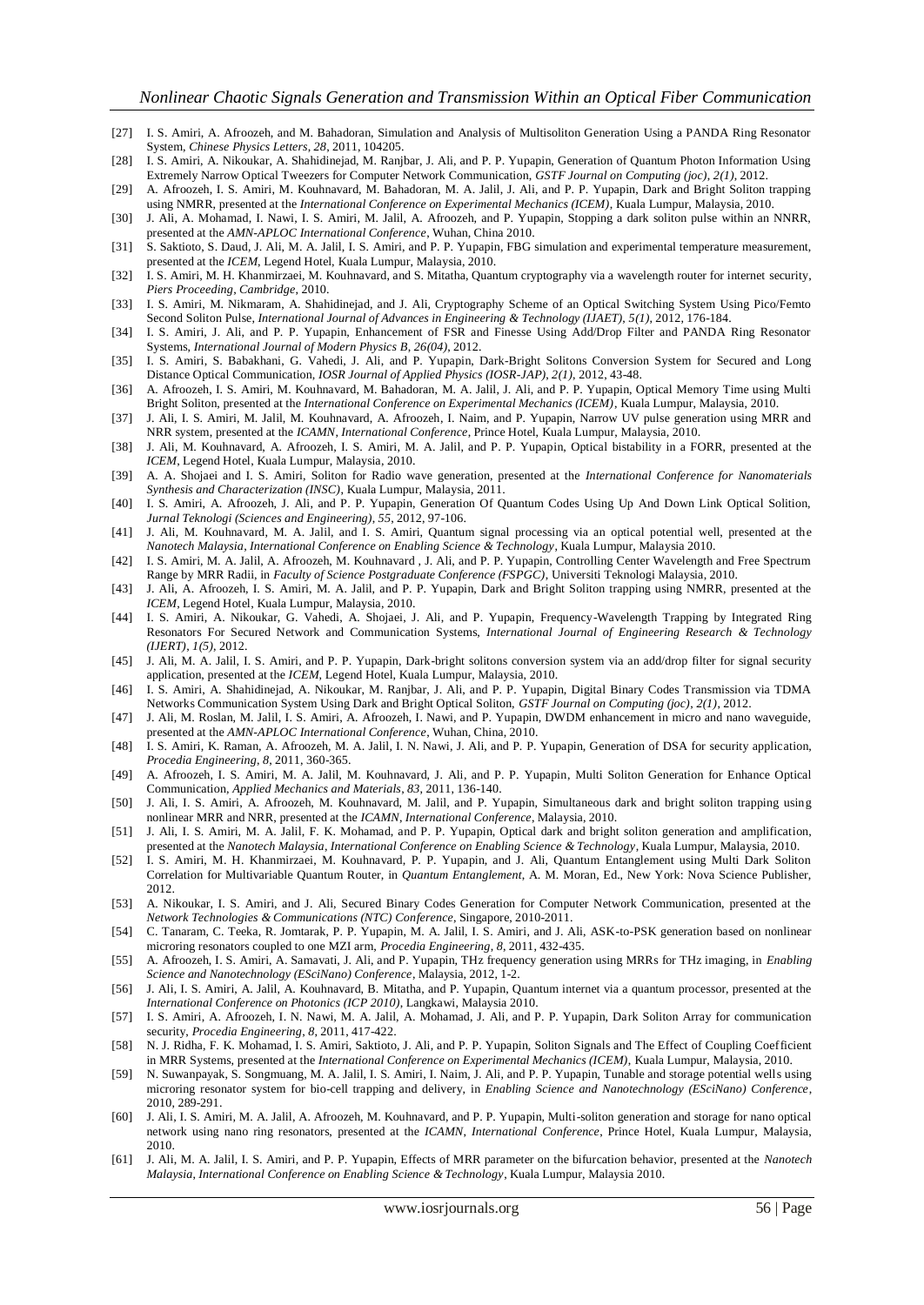[27] I. S. Amiri, A. Afroozeh, and M. Bahadoran, Simulation and Analysis of Multisoliton Generation Using a PANDA Ring Resonator System, *Chinese Physics Letters, 28*, 2011, 104205.

[28] I. S. Amiri, A. Nikoukar, A. Shahidinejad, M. Ranjbar, J. Ali, and P. P. Yupapin, Generation of Quantum Photon Information Using Extremely Narrow Optical Tweezers for Computer Network Communication, *GSTF Journal on Computing (joc), 2(1)*, 2012.

[29] A. Afroozeh, I. S. Amiri, M. Kouhnavard, M. Bahadoran, M. A. Jalil, J. Ali, and P. P. Yupapin, Dark and Bright Soliton trapping using NMRR, presented at the *International Conference on Experimental Mechanics (ICEM)*, Kuala Lumpur, Malaysia, 2010.

[30] J. Ali, A. Mohamad, I. Nawi, I. S. Amiri, M. Jalil, A. Afroozeh, and P. Yupapin, Stopping a dark soliton pulse within an NNRR, presented at the *AMN-APLOC International Conference*, Wuhan, China 2010.

[31] S. Saktioto, S. Daud, J. Ali, M. A. Jalil, I. S. Amiri, and P. P. Yupapin, FBG simulation and experimental temperature measurement, presented at the *ICEM*, Legend Hotel, Kuala Lumpur, Malaysia, 2010.

[32] I. S. Amiri, M. H. Khanmirzaei, M. Kouhnavard, and S. Mitatha, Quantum cryptography via a wavelength router for internet security, *Piers Proceeding, Cambridge*, 2010.

[33] I. S. Amiri, M. Nikmaram, A. Shahidinejad, and J. Ali, Cryptography Scheme of an Optical Switching System Using Pico/Femto Second Soliton Pulse, *International Journal of Advances in Engineering & Technology (IJAET), 5(1)*, 2012, 176-184.

[34] I. S. Amiri, J. Ali, and P. P. Yupapin, Enhancement of FSR and Finesse Using Add/Drop Filter and PANDA Ring Resonator Systems, *International Journal of Modern Physics B, 26(04)*, 2012.

[35] I. S. Amiri, S. Babakhani, G. Vahedi, J. Ali, and P. Yupapin, Dark-Bright Solitons Conversion System for Secured and Long Distance Optical Communication, *IOSR Journal of Applied Physics (IOSR-JAP), 2(1)*, 2012, 43-48.

[36] A. Afroozeh, I. S. Amiri, M. Kouhnavard, M. Bahadoran, M. A. Jalil, J. Ali, and P. P. Yupapin, Optical Memory Time using Multi Bright Soliton, presented at the *International Conference on Experimental Mechanics (ICEM)*, Kuala Lumpur, Malaysia, 2010.

[37] J. Ali, I. S. Amiri, M. Jalil, M. Kouhnavard, A. Afroozeh, I. Naim, and P. Yupapin, Narrow UV pulse generation using MRR and NRR system, presented at the *ICAMN, International Conference*, Prince Hotel, Kuala Lumpur, Malaysia, 2010.

[38] J. Ali, M. Kouhnavard, A. Afroozeh, I. S. Amiri, M. A. Jalil, and P. P. Yupapin, Optical bistability in a FORR, presented at the *ICEM*, Legend Hotel, Kuala Lumpur, Malaysia, 2010.

[39] A. A. Shojaei and I. S. Amiri, Soliton for Radio wave generation, presented at the *International Conference for Nanomaterials Synthesis and Characterization (INSC)*, Kuala Lumpur, Malaysia, 2011.

[40] I. S. Amiri, A. Afroozeh, J. Ali, and P. P. Yupapin, Generation Of Quantum Codes Using Up And Down Link Optical Solition, *Jurnal Teknologi (Sciences and Engineering), 55*, 2012, 97-106.

[41] J. Ali, M. Kouhnavard, M. A. Jalil, and I. S. Amiri, Quantum signal processing via an optical potential well, presented at the *Nanotech Malaysia, International Conference on Enabling Science & Technology*, Kuala Lumpur, Malaysia 2010.

[42] I. S. Amiri, M. A. Jalil, A. Afroozeh, M. Kouhnavard , J. Ali, and P. P. Yupapin, Controlling Center Wavelength and Free Spectrum Range by MRR Radii, in *Faculty of Science Postgraduate Conference (FSPGC)*, Universiti Teknologi Malaysia, 2010.

[43] J. Ali, A. Afroozeh, I. S. Amiri, M. A. Jalil, and P. P. Yupapin, Dark and Bright Soliton trapping using NMRR, presented at the *ICEM*, Legend Hotel, Kuala Lumpur, Malaysia, 2010.

[44] I. S. Amiri, A. Nikoukar, G. Vahedi, A. Shojaei, J. Ali, and P. Yupapin, Frequency-Wavelength Trapping by Integrated Ring Resonators For Secured Network and Communication Systems, *International Journal of Engineering Research & Technology (IJERT), 1(5)*, 2012.

[45] J. Ali, M. A. Jalil, I. S. Amiri, and P. P. Yupapin, Dark-bright solitons conversion system via an add/drop filter for signal security application, presented at the *ICEM*, Legend Hotel, Kuala Lumpur, Malaysia, 2010.

[46] I. S. Amiri, A. Shahidinejad, A. Nikoukar, M. Ranjbar, J. Ali, and P. P. Yupapin, Digital Binary Codes Transmission via TDMA Networks Communication System Using Dark and Bright Optical Soliton, *GSTF Journal on Computing (joc), 2(1)*, 2012.

[47] J. Ali, M. Roslan, M. Jalil, I. S. Amiri, A. Afroozeh, I. Nawi, and P. Yupapin, DWDM enhancement in micro and nano waveguide, presented at the *AMN-APLOC International Conference*, Wuhan, China, 2010.

[48] I. S. Amiri, K. Raman, A. Afroozeh, M. A. Jalil, I. N. Nawi, J. Ali, and P. P. Yupapin, Generation of DSA for security application, *Procedia Engineering, 8*, 2011, 360-365.

[49] A. Afroozeh, I. S. Amiri, M. A. Jalil, M. Kouhnavard, J. Ali, and P. P. Yupapin, Multi Soliton Generation for Enhance Optical Communication, *Applied Mechanics and Materials, 83*, 2011, 136-140.

[50] J. Ali, I. S. Amiri, A. Afroozeh, M. Kouhnavard, M. Jalil, and P. Yupapin, Simultaneous dark and bright soliton trapping using nonlinear MRR and NRR, presented at the *ICAMN, International Conference*, Malaysia, 2010.

[51] J. Ali, I. S. Amiri, M. A. Jalil, F. K. Mohamad, and P. P. Yupapin, Optical dark and bright soliton generation and amplification, presented at the *Nanotech Malaysia, International Conference on Enabling Science & Technology*, Kuala Lumpur, Malaysia, 2010.

[52] I. S. Amiri, M. H. Khanmirzaei, M. Kouhnavard, P. P. Yupapin, and J. Ali, Quantum Entanglement using Multi Dark Soliton Correlation for Multivariable Quantum Router, in *Quantum Entanglement*, A. M. Moran, Ed., New York: Nova Science Publisher, 2012.

[53] A. Nikoukar, I. S. Amiri, and J. Ali, Secured Binary Codes Generation for Computer Network Communication, presented at the *Network Technologies & Communications (NTC) Conference*, Singapore, 2010-2011.

[54] C. Tanaram, C. Teeka, R. Jomtarak, P. P. Yupapin, M. A. Jalil, I. S. Amiri, and J. Ali, ASK-to-PSK generation based on nonlinear microring resonators coupled to one MZI arm, *Procedia Engineering, 8*, 2011, 432-435.

[55] A. Afroozeh, I. S. Amiri, A. Samavati, J. Ali, and P. Yupapin, THz frequency generation using MRRs for THz imaging, in *Enabling Science and Nanotechnology (ESciNano) Conference*, Malaysia, 2012, 1-2.

[56] J. Ali, I. S. Amiri, A. Jalil, A. Kouhnavard, B. Mitatha, and P. Yupapin, Quantum internet via a quantum processor, presented at the *International Conference on Photonics (ICP 2010)*, Langkawi, Malaysia 2010.

[57] I. S. Amiri, A. Afroozeh, I. N. Nawi, M. A. Jalil, A. Mohamad, J. Ali, and P. P. Yupapin, Dark Soliton Array for communication security, *Procedia Engineering, 8*, 2011, 417-422.

[58] N. J. Ridha, F. K. Mohamad, I. S. Amiri, Saktioto, J. Ali, and P. P. Yupapin, Soliton Signals and The Effect of Coupling Coefficient in MRR Systems, presented at the *International Conference on Experimental Mechanics (ICEM)*, Kuala Lumpur, Malaysia, 2010.

[59] N. Suwanpayak, S. Songmuang, M. A. Jalil, I. S. Amiri, I. Naim, J. Ali, and P. P. Yupapin, Tunable and storage potential wells using microring resonator system for bio-cell trapping and delivery, in *Enabling Science and Nanotechnology (ESciNano) Conference*, 2010, 289-291.

[60] J. Ali, I. S. Amiri, M. A. Jalil, A. Afroozeh, M. Kouhnavard, and P. P. Yupapin, Multi-soliton generation and storage for nano optical network using nano ring resonators, presented at the *ICAMN, International Conference*, Prince Hotel, Kuala Lumpur, Malaysia, 2010.

[61] J. Ali, M. A. Jalil, I. S. Amiri, and P. P. Yupapin, Effects of MRR parameter on the bifurcation behavior, presented at the *Nanotech Malaysia, International Conference on Enabling Science & Technology*, Kuala Lumpur, Malaysia 2010.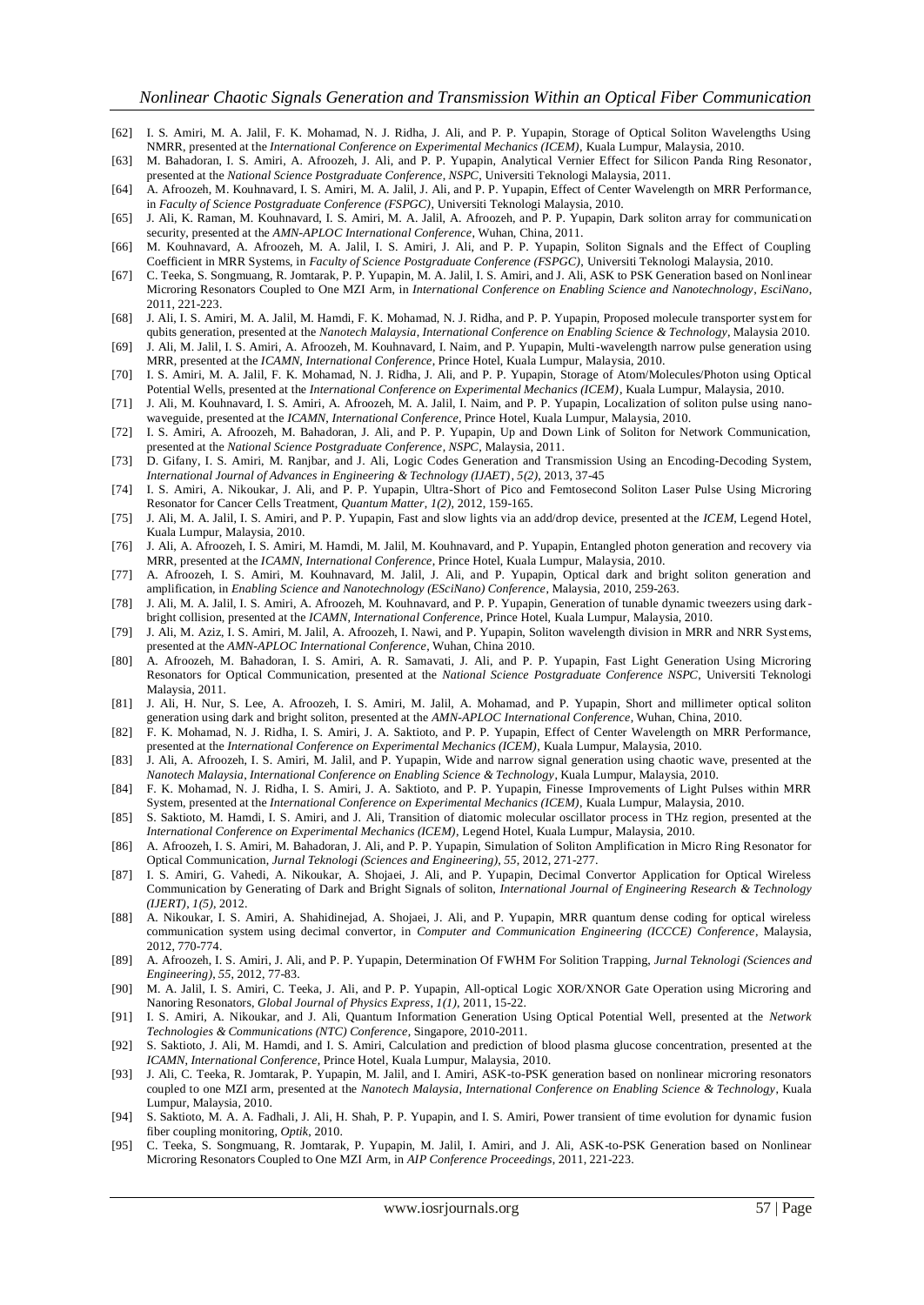[62] I. S. Amiri, M. A. Jalil, F. K. Mohamad, N. J. Ridha, J. Ali, and P. P. Yupapin, Storage of Optical Soliton Wavelengths Using NMRR, presented at the *International Conference on Experimental Mechanics (ICEM)*, Kuala Lumpur, Malaysia, 2010.

[63] M. Bahadoran, I. S. Amiri, A. Afroozeh, J. Ali, and P. P. Yupapin, Analytical Vernier Effect for Silicon Panda Ring Resonator, presented at the *National Science Postgraduate Conference, NSPC*, Universiti Teknologi Malaysia, 2011.

[64] A. Afroozeh, M. Kouhnavard, I. S. Amiri, M. A. Jalil, J. Ali, and P. P. Yupapin, Effect of Center Wavelength on MRR Performance, in *Faculty of Science Postgraduate Conference (FSPGC)*, Universiti Teknologi Malaysia, 2010.

[65] J. Ali, K. Raman, M. Kouhnavard, I. S. Amiri, M. A. Jalil, A. Afroozeh, and P. P. Yupapin, Dark soliton array for communication security, presented at the *AMN-APLOC International Conference*, Wuhan, China, 2011.

[66] M. Kouhnavard, A. Afroozeh, M. A. Jalil, I. S. Amiri, J. Ali, and P. P. Yupapin, Soliton Signals and the Effect of Coupling Coefficient in MRR Systems, in *Faculty of Science Postgraduate Conference (FSPGC)*, Universiti Teknologi Malaysia, 2010.

[67] C. Teeka, S. Songmuang, R. Jomtarak, P. P. Yupapin, M. A. Jalil, I. S. Amiri, and J. Ali, ASK to PSK Generation based on Nonlinear Microring Resonators Coupled to One MZI Arm, in *International Conference on Enabling Science and Nanotechnology, EsciNano*, 2011, 221-223.

[68] J. Ali, I. S. Amiri, M. A. Jalil, M. Hamdi, F. K. Mohamad, N. J. Ridha, and P. P. Yupapin, Proposed molecule transporter system for qubits generation, presented at the *Nanotech Malaysia, International Conference on Enabling Science & Technology*, Malaysia 2010.

[69] J. Ali, M. Jalil, I. S. Amiri, A. Afroozeh, M. Kouhnavard, I. Naim, and P. Yupapin, Multi-wavelength narrow pulse generation using MRR, presented at the *ICAMN, International Conference*, Prince Hotel, Kuala Lumpur, Malaysia, 2010.

[70] I. S. Amiri, M. A. Jalil, F. K. Mohamad, N. J. Ridha, J. Ali, and P. P. Yupapin, Storage of Atom/Molecules/Photon using Optical Potential Wells, presented at the *International Conference on Experimental Mechanics (ICEM)*, Kuala Lumpur, Malaysia, 2010.

[71] J. Ali, M. Kouhnavard, I. S. Amiri, A. Afroozeh, M. A. Jalil, I. Naim, and P. P. Yupapin, Localization of soliton pulse using nano-waveguide, presented at the *ICAMN, International Conference*, Prince Hotel, Kuala Lumpur, Malaysia, 2010.

[72] I. S. Amiri, A. Afroozeh, M. Bahadoran, J. Ali, and P. P. Yupapin, Up and Down Link of Soliton for Network Communication, presented at the *National Science Postgraduate Conference, NSPC*, Malaysia, 2011.

[73] D. Gifany, I. S. Amiri, M. Ranjbar, and J. Ali, Logic Codes Generation and Transmission Using an Encoding-Decoding System, *International Journal of Advances in Engineering & Technology (IJAET)*, *5(2)*, 2013, 37-45

[74] I. S. Amiri, A. Nikoukar, J. Ali, and P. P. Yupapin, Ultra-Short of Pico and Femtosecond Soliton Laser Pulse Using Microring Resonator for Cancer Cells Treatment, *Quantum Matter*, *1(2)*, 2012, 159-165.

[75] J. Ali, M. A. Jalil, I. S. Amiri, and P. P. Yupapin, Fast and slow lights via an add/drop device, presented at the *ICEM*, Legend Hotel, Kuala Lumpur, Malaysia, 2010.

[76] J. Ali, A. Afroozeh, I. S. Amiri, M. Hamdi, M. Jalil, M. Kouhnavard, and P. Yupapin, Entangled photon generation and recovery via MRR, presented at the *ICAMN, International Conference*, Prince Hotel, Kuala Lumpur, Malaysia, 2010.

[77] A. Afroozeh, I. S. Amiri, M. Kouhnavard, M. Jalil, J. Ali, and P. Yupapin, Optical dark and bright soliton generation and amplification, in *Enabling Science and Nanotechnology (EsciNano) Conference*, Malaysia, 2010, 259-263.

[78] J. Ali, M. A. Jalil, I. S. Amiri, A. Afroozeh, M. Kouhnavard, and P. P. Yupapin, Generation of tunable dynamic tweezers using dark-bright collision, presented at the *ICAMN, International Conference*, Prince Hotel, Kuala Lumpur, Malaysia, 2010.

[79] J. Ali, M. Aziz, I. S. Amiri, M. Jalil, A. Afroozeh, I. Nawi, and P. Yupapin, Soliton wavelength division in MRR and NRR Systems, presented at the *AMN-APLOC International Conference*, Wuhan, China 2010.

[80] A. Afroozeh, M. Bahadoran, I. S. Amiri, A. R. Samavati, J. Ali, and P. P. Yupapin, Fast Light Generation Using Microring Resonators for Optical Communication, presented at the *National Science Postgraduate Conference NSPC*, Universiti Teknologi Malaysia, 2011.

[81] J. Ali, H. Nur, S. Lee, A. Afroozeh, I. S. Amiri, M. Jalil, A. Mohamad, and P. Yupapin, Short and millimeter optical soliton generation using dark and bright soliton, presented at the *AMN-APLOC International Conference*, Wuhan, China, 2010.

[82] F. K. Mohamad, N. J. Ridha, I. S. Amiri, J. A. Saktioto, and P. P. Yupapin, Effect of Center Wavelength on MRR Performance, presented at the *International Conference on Experimental Mechanics (ICEM)*, Kuala Lumpur, Malaysia, 2010.

[83] J. Ali, A. Afroozeh, I. S. Amiri, M. Jalil, and P. Yupapin, Wide and narrow signal generation using chaotic wave, presented at the *Nanotech Malaysia, International Conference on Enabling Science & Technology*, Kuala Lumpur, Malaysia, 2010.

[84] F. K. Mohamad, N. J. Ridha, I. S. Amiri, J. A. Saktioto, and P. P. Yupapin, Finesse Improvements of Light Pulses within MRR System, presented at the *International Conference on Experimental Mechanics (ICEM)*, Kuala Lumpur, Malaysia, 2010.

[85] S. Saktioto, M. Hamdi, I. S. Amiri, and J. Ali, Transition of diatomic molecular oscillator process in THz region, presented at the *International Conference on Experimental Mechanics (ICEM)*, Legend Hotel, Kuala Lumpur, Malaysia, 2010.

[86] A. Afroozeh, I. S. Amiri, M. Bahadoran, J. Ali, and P. P. Yupapin, Simulation of Soliton Amplification in Micro Ring Resonator for Optical Communication, *Jurnal Teknologi (Sciences and Engineering)*, *55*, 2012, 271-277.

[87] I. S. Amiri, G. Vahedi, A. Nikoukar, A. Shojaei, J. Ali, and P. Yupapin, Decimal Convertor Application for Optical Wireless Communication by Generating of Dark and Bright Signals of soliton, *International Journal of Engineering Research & Technology (IJERT)*, *1(5)*, 2012.

[88] A. Nikoukar, I. S. Amiri, A. Shahidinejad, A. Shojaei, J. Ali, and P. Yupapin, MRR quantum dense coding for optical wireless communication system using decimal convertor, in *Computer and Communication Engineering (ICCCE) Conference*, Malaysia, 2012, 770-774.

[89] A. Afroozeh, I. S. Amiri, J. Ali, and P. P. Yupapin, Determination Of FWHM For Solition Trapping, *Jurnal Teknologi (Sciences and Engineering)*, *55*, 2012, 77-83.

[90] M. A. Jalil, I. S. Amiri, C. Teeka, J. Ali, and P. P. Yupapin, All-optical Logic XOR/XNOR Gate Operation using Microring and Nanoring Resonators, *Global Journal of Physics Express*, *1(1)*, 2011, 15-22.

[91] I. S. Amiri, A. Nikoukar, and J. Ali, Quantum Information Generation Using Optical Potential Well, presented at the *Network Technologies & Communications (NTC) Conference*, Singapore, 2010-2011.

[92] S. Saktioto, J. Ali, M. Hamdi, and I. S. Amiri, Calculation and prediction of blood plasma glucose concentration, presented at the *ICAMN, International Conference*, Prince Hotel, Kuala Lumpur, Malaysia, 2010.

[93] J. Ali, C. Teeka, R. Jomtarak, P. Yupapin, M. Jalil, and I. Amiri, ASK-to-PSK generation based on nonlinear microring resonators coupled to one MZI arm, presented at the *Nanotech Malaysia, International Conference on Enabling Science & Technology*, Kuala Lumpur, Malaysia, 2010.

[94] S. Saktioto, M. A. A. Fadhali, J. Ali, H. Shah, P. P. Yupapin, and I. S. Amiri, Power transient of time evolution for dynamic fusion fiber coupling monitoring, *Optik*, 2010.

[95] C. Teeka, S. Songmuang, R. Jomtarak, P. Yupapin, M. Jalil, I. Amiri, and J. Ali, ASK-to-PSK Generation based on Nonlinear Microring Resonators Coupled to One MZI Arm, in *AIP Conference Proceedings*, 2011, 221-223.